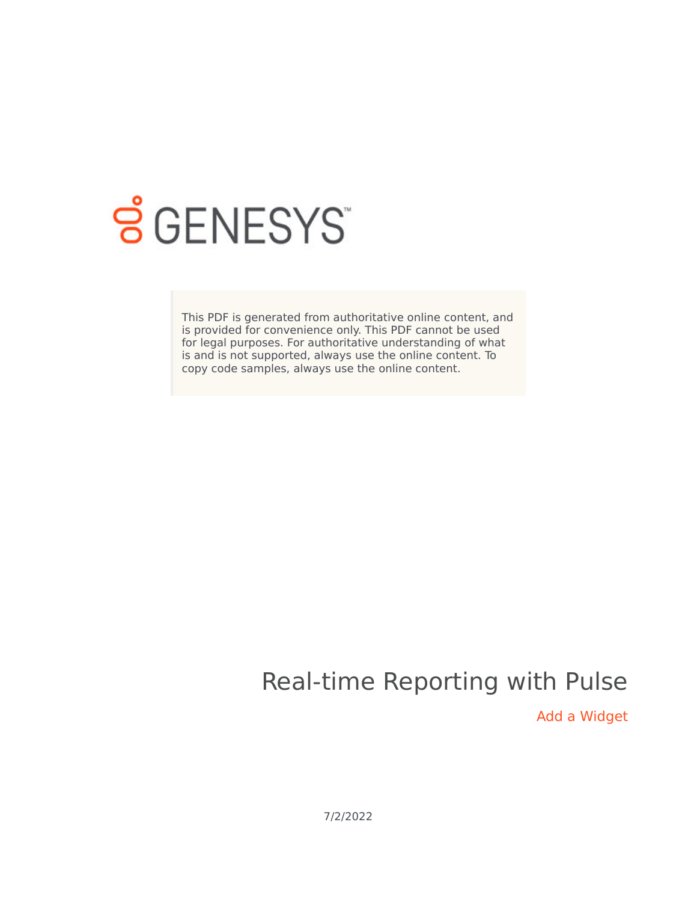GENESYS

This PDF is generated from authoritative online content, and is provided for convenience only. This PDF cannot be used for legal purposes. For authoritative understanding of what is and is not supported, always use the online content. To copy code samples, always use the online content.

# Real-time Reporting with Pulse

## Add a Widget

7/2/2022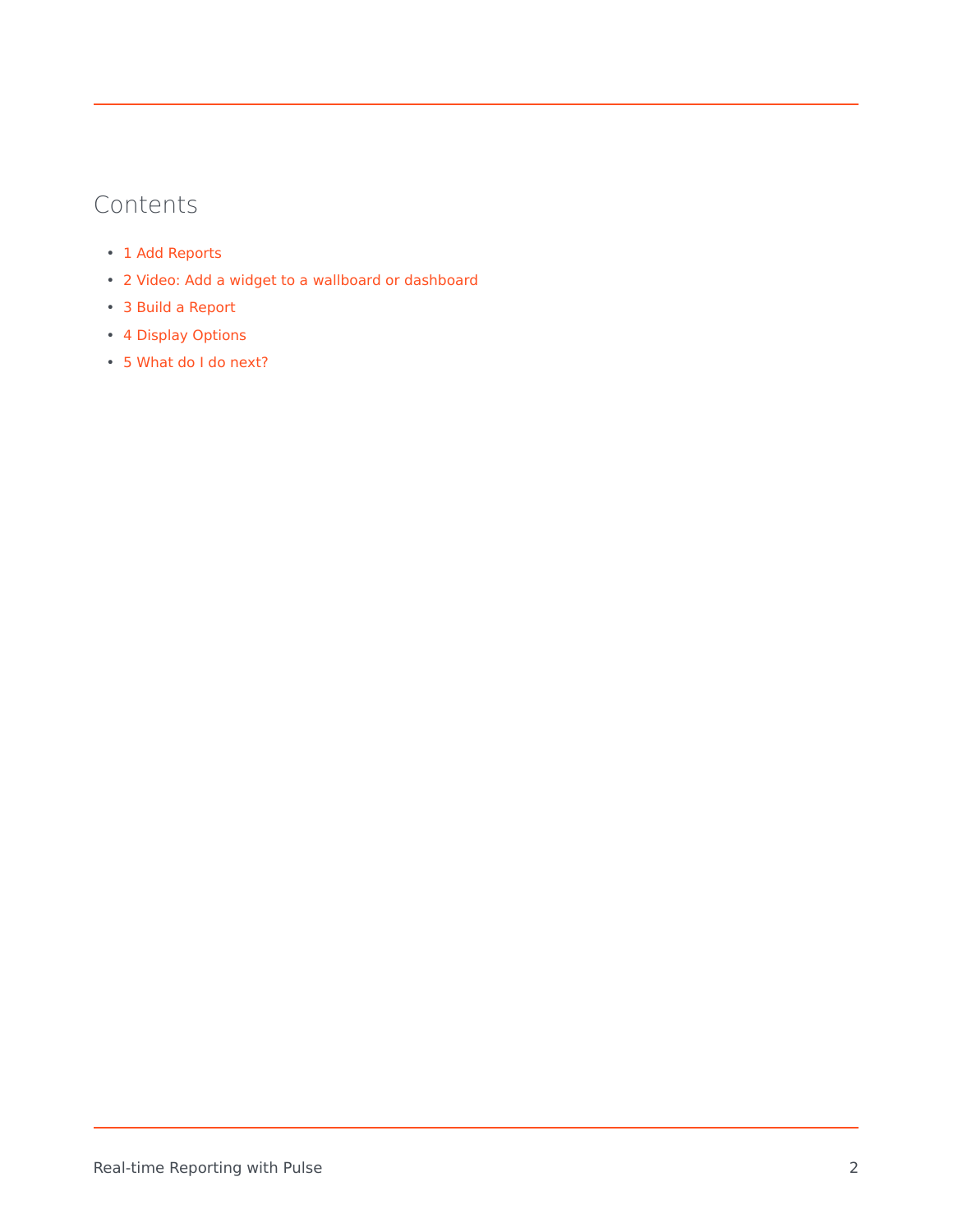## Contents

- 1 Add Reports
- 2 Video: Add a widget to a wallboard or dashboard
- 3 Build a Report
- 4 Display Options
- 5 What do I do next?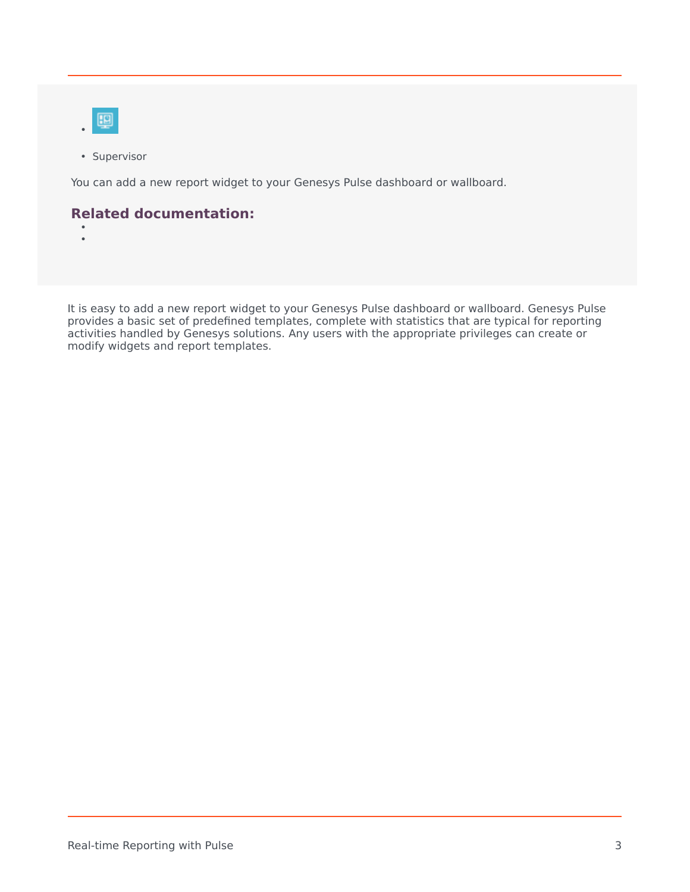- Supervisor

You can add a new report widget to your Genesys Pulse dashboard or wallboard.

## Related documentation:

It is easy to add a new report widget to your Genesys Pulse dashboard or wallboard. Genesys Pulse provides a basic set of predefined templates, complete with statistics that are typical for reporting activities handled by Genesys solutions. Any users with the appropriate privileges can create or modify widgets and report templates.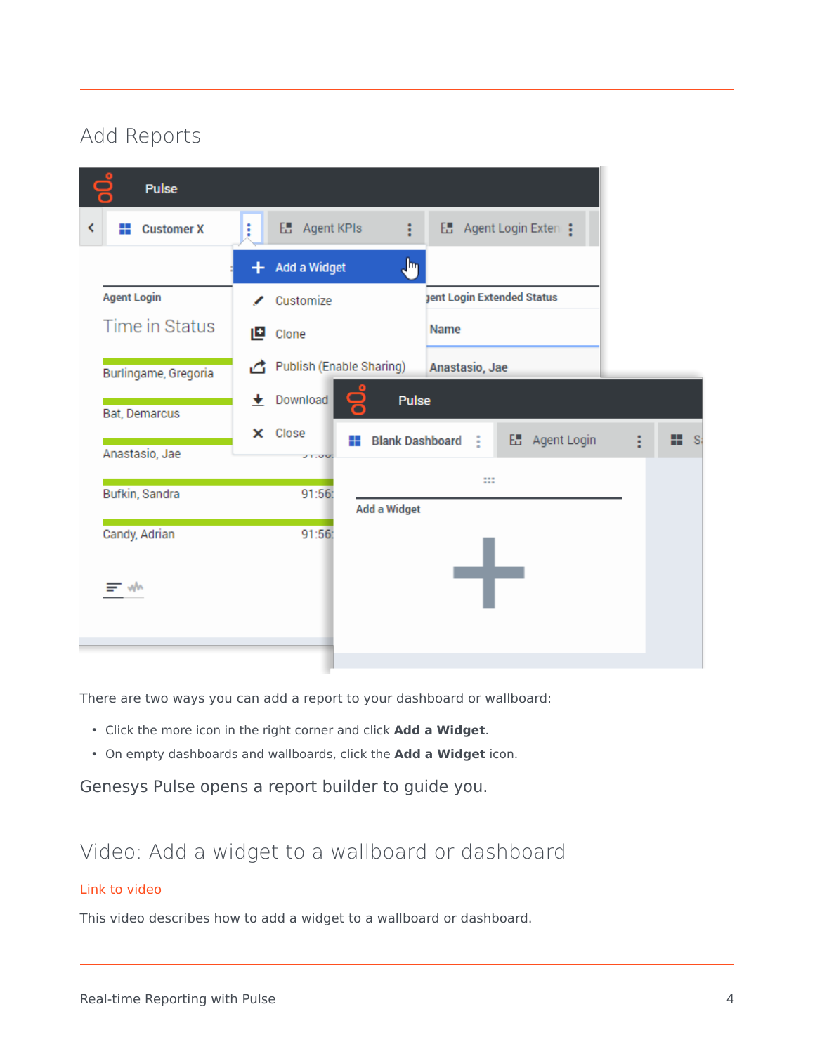## Add Reports

There are two ways you can add a report to your dashboard or wallboard:

- Click the more icon in the right corner and click **Add a Widget**.
- On empty dashboards and wallboards, click the **Add a Widget** icon.

Genesys Pulse opens a report builder to guide you.

## Video: Add a widget to a wallboard or dashboard

Link to video

This video describes how to add a widget to a wallboard or dashboard.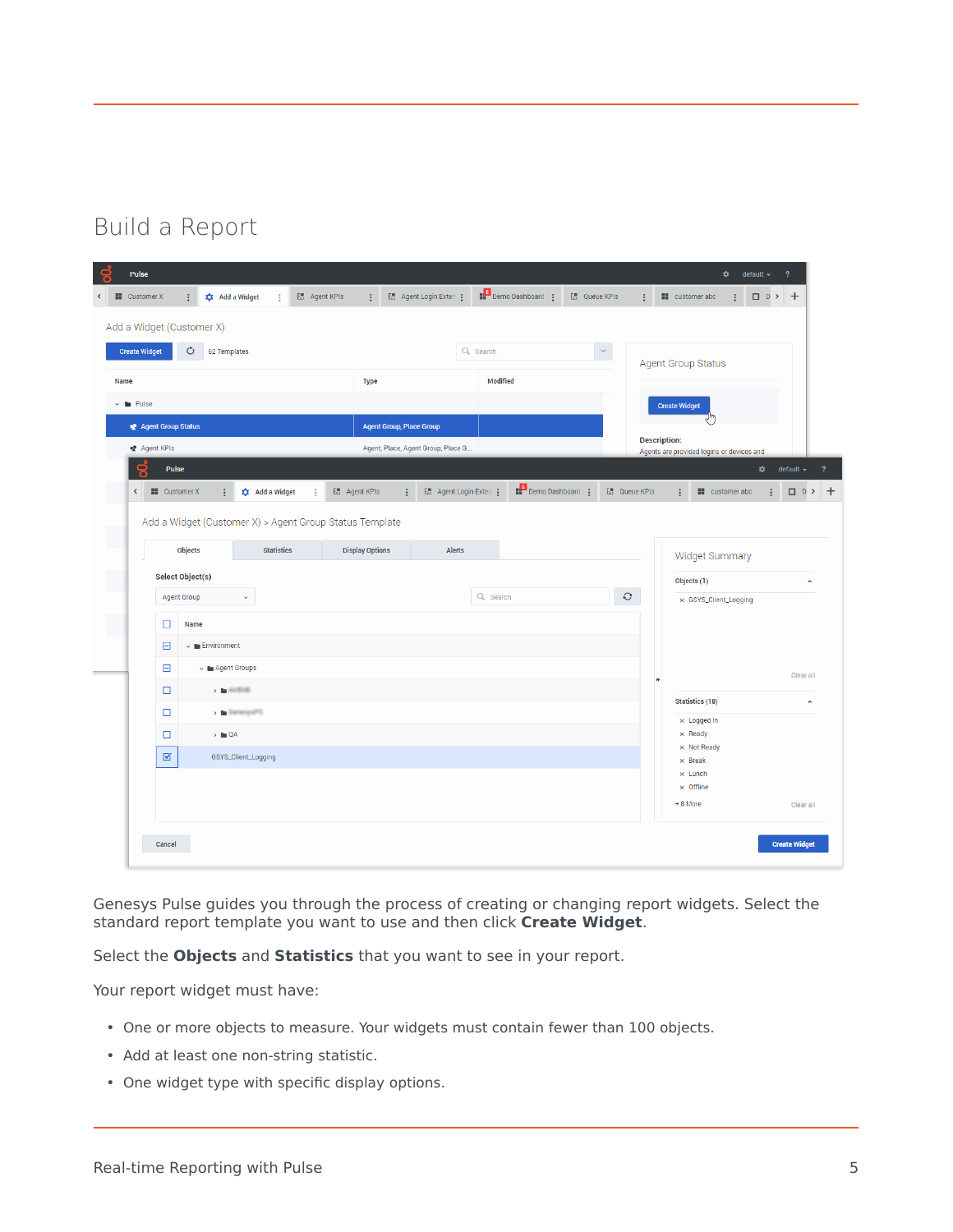# Build a Report

Genesys Pulse guides you through the process of creating or changing report widgets. Select the standard report template you want to use and then click **Create Widget**.

Select the **Objects** and **Statistics** that you want to see in your report.

Your report widget must have:

- One or more objects to measure. Your widgets must contain fewer than 100 objects.
- Add at least one non-string statistic.
- One widget type with specific display options.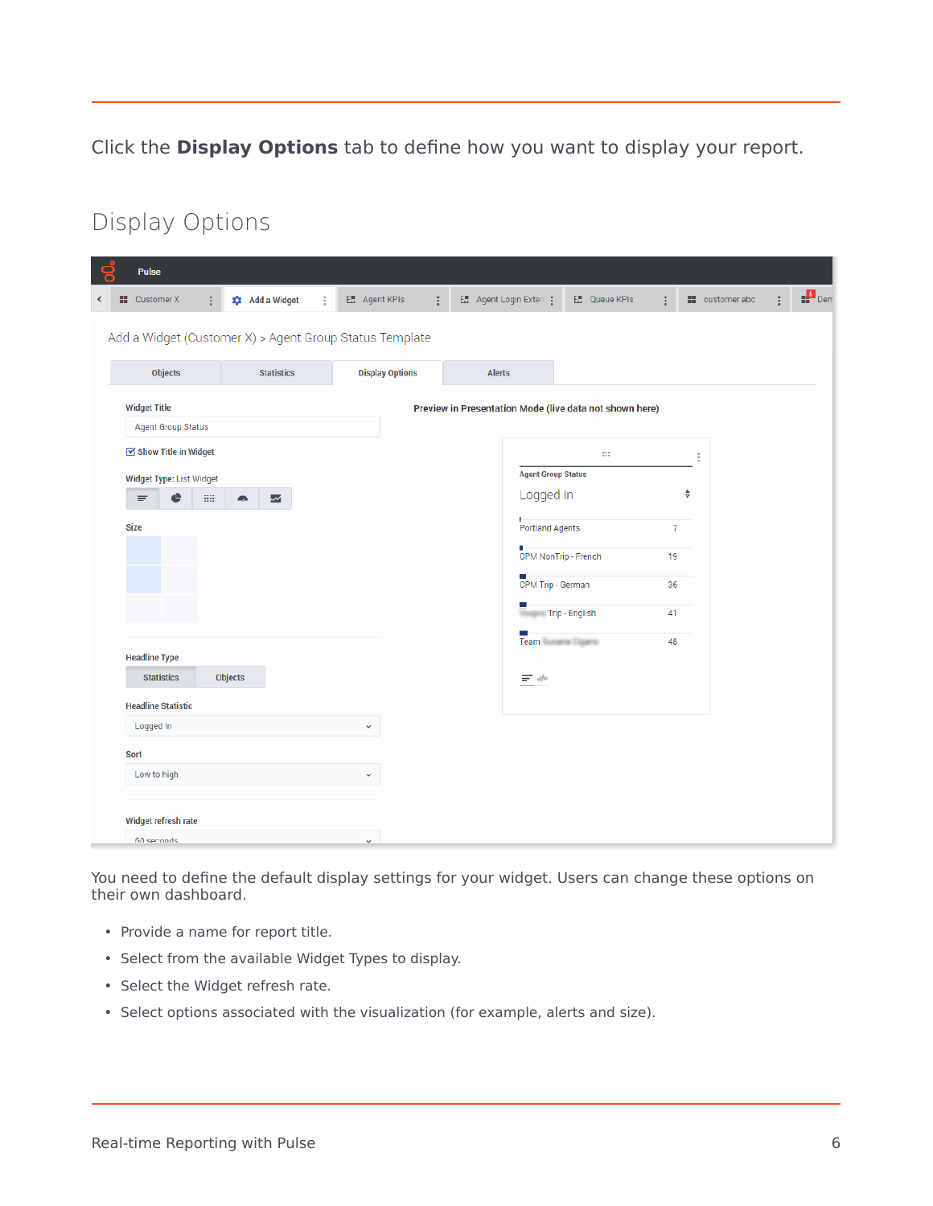Click the **Display Options** tab to define how you want to display your report.

## Display Options

You need to define the default display settings for your widget. Users can change these options on their own dashboard.

- Provide a name for report title.
- Select from the available Widget Types to display.
- Select the Widget refresh rate.
- Select options associated with the visualization (for example, alerts and size).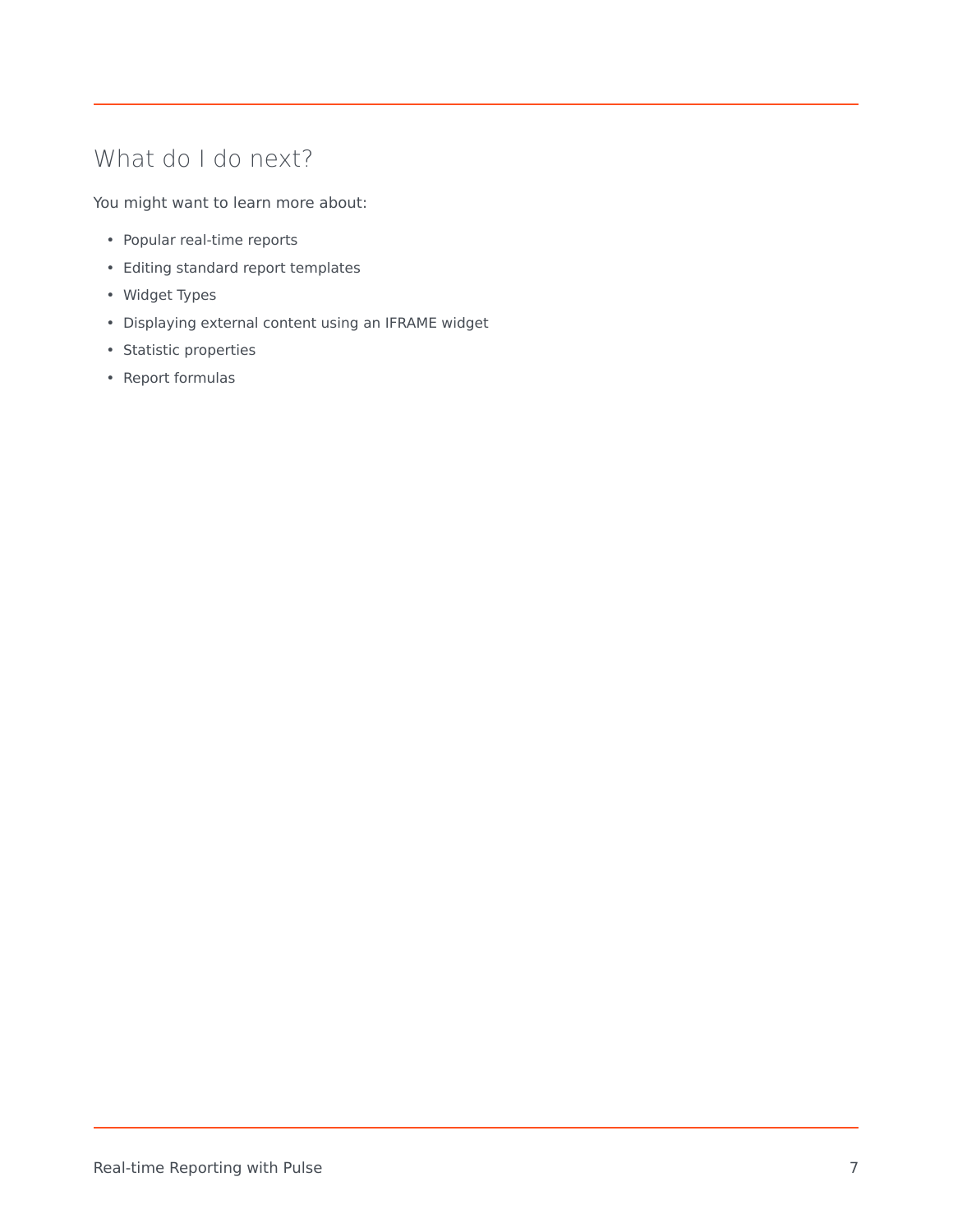## What do I do next?

You might want to learn more about:

- Popular real-time reports
- Editing standard report templates
- Widget Types
- Displaying external content using an IFRAME widget
- Statistic properties
- Report formulas